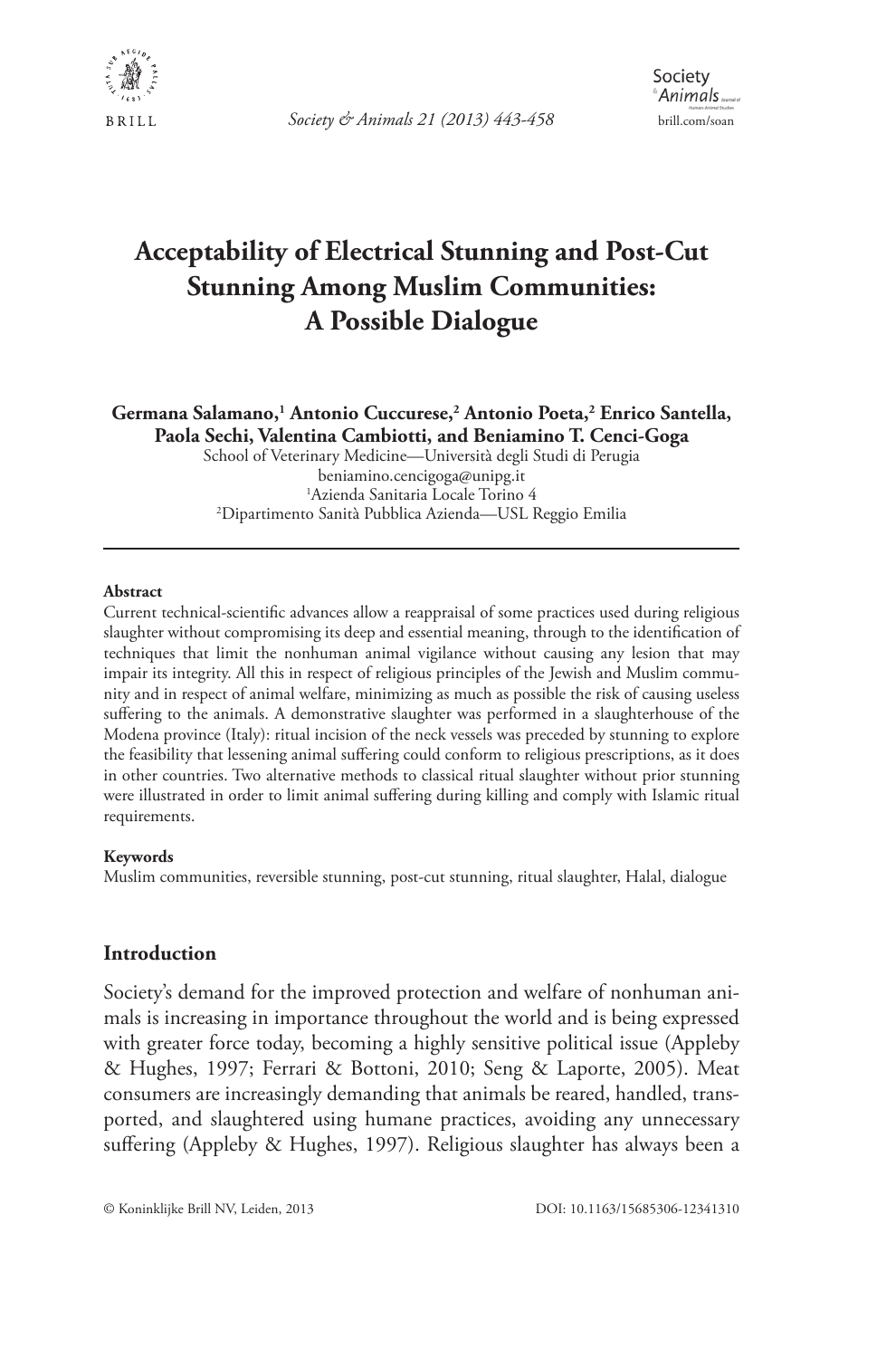# Acceptability of Electrical Stunning and Post-Cut Stunning Among Muslim Communities: A Possible Dialogue

**Germana Salamano,[1] Antonio Cuccurese,[2] Antonio Poeta,[2] Enrico Santella, Paola Sechi, Valentina Cambiotti, and Beniamino T. Cenci-Goga**

School of Veterinary Medicine—Università degli Studi di Perugia
beniamino.cencigoga@unipg.it
[1]Azienda Sanitaria Locale Torino 4
[2]Dipartimento Sanità Pubblica Azienda—USL Reggio Emilia

---

#### Abstract

Current technical-scientific advances allow a reappraisal of some practices used during religious slaughter without compromising its deep and essential meaning, through to the identification of techniques that limit the nonhuman animal vigilance without causing any lesion that may impair its integrity. All this in respect of religious principles of the Jewish and Muslim community and in respect of animal welfare, minimizing as much as possible the risk of causing useless suffering to the animals. A demonstrative slaughter was performed in a slaughterhouse of the Modena province (Italy): ritual incision of the neck vessels was preceded by stunning to explore the feasibility that lessening animal suffering could conform to religious prescriptions, as it does in other countries. Two alternative methods to classical ritual slaughter without prior stunning were illustrated in order to limit animal suffering during killing and comply with Islamic ritual requirements.

#### Keywords

Muslim communities, reversible stunning, post-cut stunning, ritual slaughter, Halal, dialogue

## Introduction

Society's demand for the improved protection and welfare of nonhuman animals is increasing in importance throughout the world and is being expressed with greater force today, becoming a highly sensitive political issue (Appleby & Hughes, 1997; Ferrari & Bottoni, 2010; Seng & Laporte, 2005). Meat consumers are increasingly demanding that animals be reared, handled, transported, and slaughtered using humane practices, avoiding any unnecessary suffering (Appleby & Hughes, 1997). Religious slaughter has always been a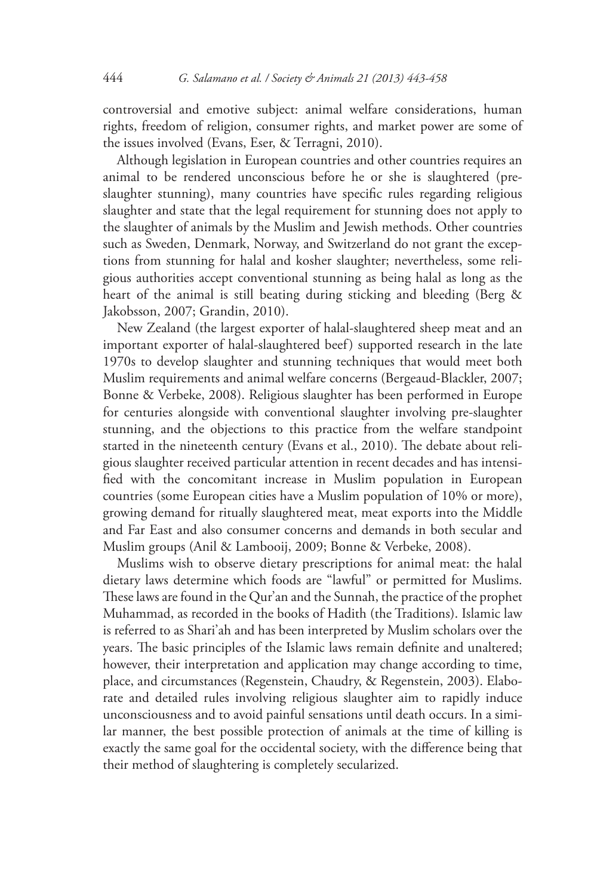controversial and emotive subject: animal welfare considerations, human rights, freedom of religion, consumer rights, and market power are some of the issues involved (Evans, Eser, & Terragni, 2010).

Although legislation in European countries and other countries requires an animal to be rendered unconscious before he or she is slaughtered (pre-slaughter stunning), many countries have specific rules regarding religious slaughter and state that the legal requirement for stunning does not apply to the slaughter of animals by the Muslim and Jewish methods. Other countries such as Sweden, Denmark, Norway, and Switzerland do not grant the exceptions from stunning for halal and kosher slaughter; nevertheless, some religious authorities accept conventional stunning as being halal as long as the heart of the animal is still beating during sticking and bleeding (Berg & Jakobsson, 2007; Grandin, 2010).

New Zealand (the largest exporter of halal-slaughtered sheep meat and an important exporter of halal-slaughtered beef) supported research in the late 1970s to develop slaughter and stunning techniques that would meet both Muslim requirements and animal welfare concerns (Bergeaud-Blackler, 2007; Bonne & Verbeke, 2008). Religious slaughter has been performed in Europe for centuries alongside with conventional slaughter involving pre-slaughter stunning, and the objections to this practice from the welfare standpoint started in the nineteenth century (Evans et al., 2010). The debate about religious slaughter received particular attention in recent decades and has intensified with the concomitant increase in Muslim population in European countries (some European cities have a Muslim population of 10% or more), growing demand for ritually slaughtered meat, meat exports into the Middle and Far East and also consumer concerns and demands in both secular and Muslim groups (Anil & Lambooij, 2009; Bonne & Verbeke, 2008).

Muslims wish to observe dietary prescriptions for animal meat: the halal dietary laws determine which foods are "lawful" or permitted for Muslims. These laws are found in the Qur'an and the Sunnah, the practice of the prophet Muhammad, as recorded in the books of Hadith (the Traditions). Islamic law is referred to as Shari'ah and has been interpreted by Muslim scholars over the years. The basic principles of the Islamic laws remain definite and unaltered; however, their interpretation and application may change according to time, place, and circumstances (Regenstein, Chaudry, & Regenstein, 2003). Elaborate and detailed rules involving religious slaughter aim to rapidly induce unconsciousness and to avoid painful sensations until death occurs. In a similar manner, the best possible protection of animals at the time of killing is exactly the same goal for the occidental society, with the difference being that their method of slaughtering is completely secularized.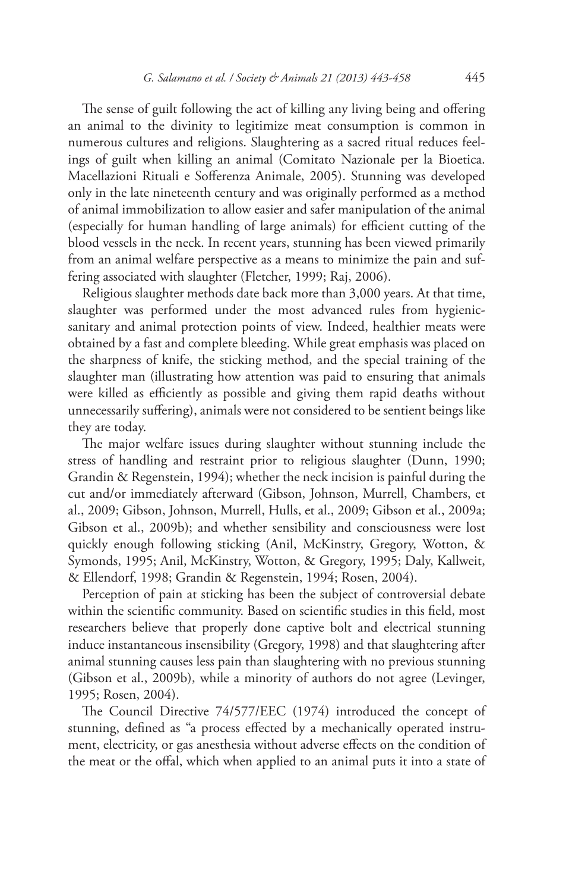The sense of guilt following the act of killing any living being and offering an animal to the divinity to legitimize meat consumption is common in numerous cultures and religions. Slaughtering as a sacred ritual reduces feelings of guilt when killing an animal (Comitato Nazionale per la Bioetica. Macellazioni Rituali e Sofferenza Animale, 2005). Stunning was developed only in the late nineteenth century and was originally performed as a method of animal immobilization to allow easier and safer manipulation of the animal (especially for human handling of large animals) for efficient cutting of the blood vessels in the neck. In recent years, stunning has been viewed primarily from an animal welfare perspective as a means to minimize the pain and suffering associated with slaughter (Fletcher, 1999; Raj, 2006).

Religious slaughter methods date back more than 3,000 years. At that time, slaughter was performed under the most advanced rules from hygienic-sanitary and animal protection points of view. Indeed, healthier meats were obtained by a fast and complete bleeding. While great emphasis was placed on the sharpness of knife, the sticking method, and the special training of the slaughter man (illustrating how attention was paid to ensuring that animals were killed as efficiently as possible and giving them rapid deaths without unnecessarily suffering), animals were not considered to be sentient beings like they are today.

The major welfare issues during slaughter without stunning include the stress of handling and restraint prior to religious slaughter (Dunn, 1990; Grandin & Regenstein, 1994); whether the neck incision is painful during the cut and/or immediately afterward (Gibson, Johnson, Murrell, Chambers, et al., 2009; Gibson, Johnson, Murrell, Hulls, et al., 2009; Gibson et al., 2009a; Gibson et al., 2009b); and whether sensibility and consciousness were lost quickly enough following sticking (Anil, McKinstry, Gregory, Wotton, & Symonds, 1995; Anil, McKinstry, Wotton, & Gregory, 1995; Daly, Kallweit, & Ellendorf, 1998; Grandin & Regenstein, 1994; Rosen, 2004).

Perception of pain at sticking has been the subject of controversial debate within the scientific community. Based on scientific studies in this field, most researchers believe that properly done captive bolt and electrical stunning induce instantaneous insensibility (Gregory, 1998) and that slaughtering after animal stunning causes less pain than slaughtering with no previous stunning (Gibson et al., 2009b), while a minority of authors do not agree (Levinger, 1995; Rosen, 2004).

The Council Directive 74/577/EEC (1974) introduced the concept of stunning, defined as "a process effected by a mechanically operated instrument, electricity, or gas anesthesia without adverse effects on the condition of the meat or the offal, which when applied to an animal puts it into a state of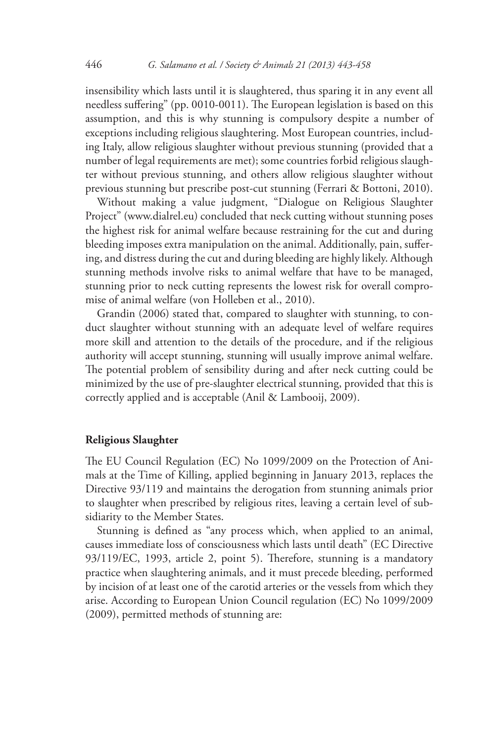insensibility which lasts until it is slaughtered, thus sparing it in any event all needless suffering" (pp. 0010-0011). The European legislation is based on this assumption, and this is why stunning is compulsory despite a number of exceptions including religious slaughtering. Most European countries, including Italy, allow religious slaughter without previous stunning (provided that a number of legal requirements are met); some countries forbid religious slaughter without previous stunning, and others allow religious slaughter without previous stunning but prescribe post-cut stunning (Ferrari & Bottoni, 2010).

Without making a value judgment, "Dialogue on Religious Slaughter Project" (www.dialrel.eu) concluded that neck cutting without stunning poses the highest risk for animal welfare because restraining for the cut and during bleeding imposes extra manipulation on the animal. Additionally, pain, suffering, and distress during the cut and during bleeding are highly likely. Although stunning methods involve risks to animal welfare that have to be managed, stunning prior to neck cutting represents the lowest risk for overall compromise of animal welfare (von Holleben et al., 2010).

Grandin (2006) stated that, compared to slaughter with stunning, to conduct slaughter without stunning with an adequate level of welfare requires more skill and attention to the details of the procedure, and if the religious authority will accept stunning, stunning will usually improve animal welfare. The potential problem of sensibility during and after neck cutting could be minimized by the use of pre-slaughter electrical stunning, provided that this is correctly applied and is acceptable (Anil & Lambooij, 2009).

## Religious Slaughter

The EU Council Regulation (EC) No 1099/2009 on the Protection of Animals at the Time of Killing, applied beginning in January 2013, replaces the Directive 93/119 and maintains the derogation from stunning animals prior to slaughter when prescribed by religious rites, leaving a certain level of subsidiarity to the Member States.

Stunning is defined as "any process which, when applied to an animal, causes immediate loss of consciousness which lasts until death" (EC Directive 93/119/EC, 1993, article 2, point 5). Therefore, stunning is a mandatory practice when slaughtering animals, and it must precede bleeding, performed by incision of at least one of the carotid arteries or the vessels from which they arise. According to European Union Council regulation (EC) No 1099/2009 (2009), permitted methods of stunning are: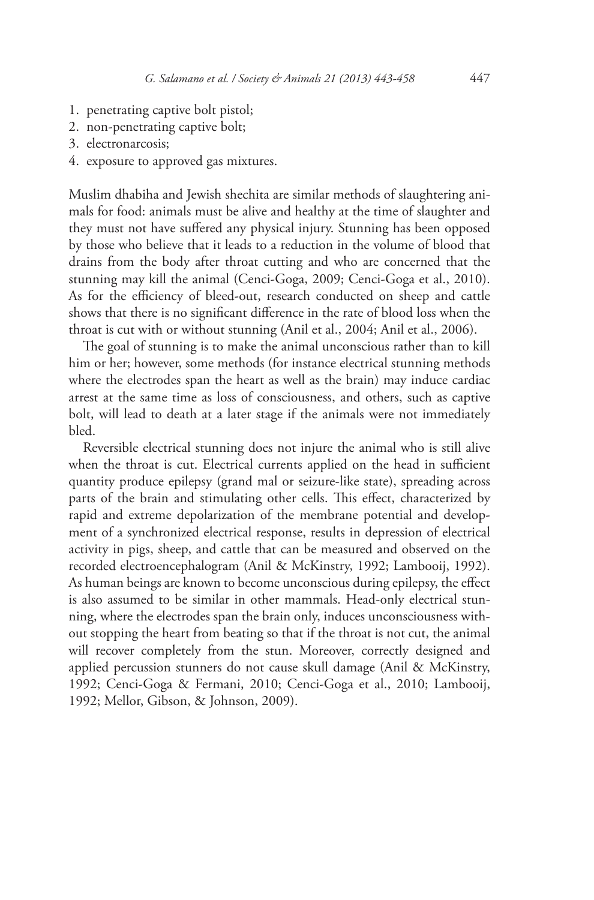1. penetrating captive bolt pistol;
2. non-penetrating captive bolt;
3. electronarcosis;
4. exposure to approved gas mixtures.

Muslim dhabiha and Jewish shechita are similar methods of slaughtering animals for food: animals must be alive and healthy at the time of slaughter and they must not have suffered any physical injury. Stunning has been opposed by those who believe that it leads to a reduction in the volume of blood that drains from the body after throat cutting and who are concerned that the stunning may kill the animal (Cenci-Goga, 2009; Cenci-Goga et al., 2010). As for the efficiency of bleed-out, research conducted on sheep and cattle shows that there is no significant difference in the rate of blood loss when the throat is cut with or without stunning (Anil et al., 2004; Anil et al., 2006).

The goal of stunning is to make the animal unconscious rather than to kill him or her; however, some methods (for instance electrical stunning methods where the electrodes span the heart as well as the brain) may induce cardiac arrest at the same time as loss of consciousness, and others, such as captive bolt, will lead to death at a later stage if the animals were not immediately bled.

Reversible electrical stunning does not injure the animal who is still alive when the throat is cut. Electrical currents applied on the head in sufficient quantity produce epilepsy (grand mal or seizure-like state), spreading across parts of the brain and stimulating other cells. This effect, characterized by rapid and extreme depolarization of the membrane potential and development of a synchronized electrical response, results in depression of electrical activity in pigs, sheep, and cattle that can be measured and observed on the recorded electroencephalogram (Anil & McKinstry, 1992; Lambooij, 1992). As human beings are known to become unconscious during epilepsy, the effect is also assumed to be similar in other mammals. Head-only electrical stunning, where the electrodes span the brain only, induces unconsciousness without stopping the heart from beating so that if the throat is not cut, the animal will recover completely from the stun. Moreover, correctly designed and applied percussion stunners do not cause skull damage (Anil & McKinstry, 1992; Cenci-Goga & Fermani, 2010; Cenci-Goga et al., 2010; Lambooij, 1992; Mellor, Gibson, & Johnson, 2009).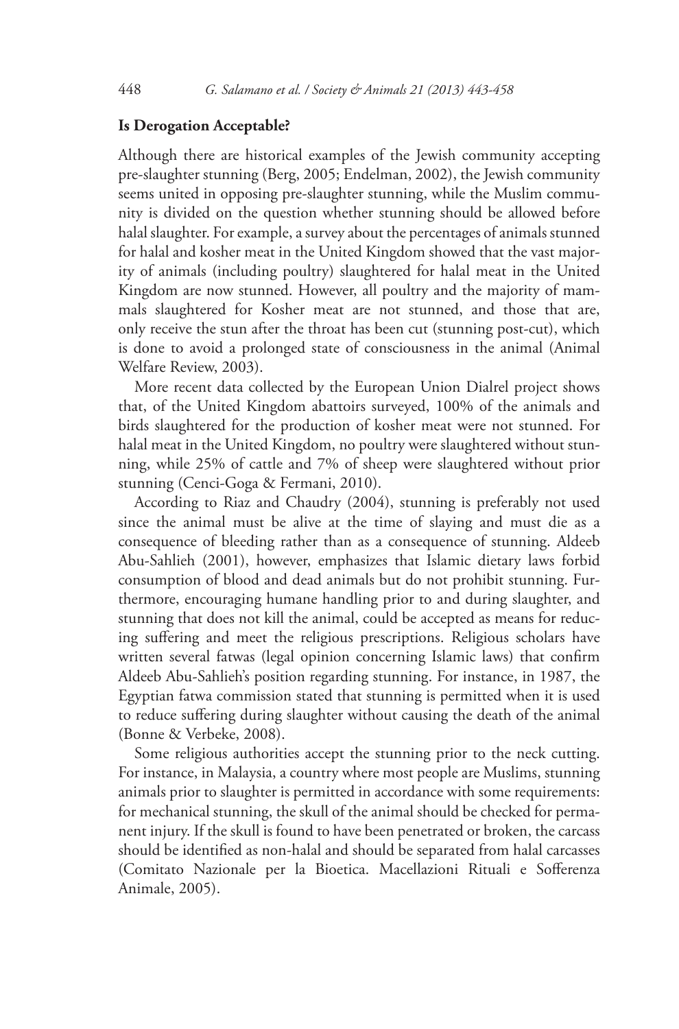### Is Derogation Acceptable?

Although there are historical examples of the Jewish community accepting pre-slaughter stunning (Berg, 2005; Endelman, 2002), the Jewish community seems united in opposing pre-slaughter stunning, while the Muslim community is divided on the question whether stunning should be allowed before halal slaughter. For example, a survey about the percentages of animals stunned for halal and kosher meat in the United Kingdom showed that the vast majority of animals (including poultry) slaughtered for halal meat in the United Kingdom are now stunned. However, all poultry and the majority of mammals slaughtered for Kosher meat are not stunned, and those that are, only receive the stun after the throat has been cut (stunning post-cut), which is done to avoid a prolonged state of consciousness in the animal (Animal Welfare Review, 2003).

More recent data collected by the European Union Dialrel project shows that, of the United Kingdom abattoirs surveyed, 100% of the animals and birds slaughtered for the production of kosher meat were not stunned. For halal meat in the United Kingdom, no poultry were slaughtered without stunning, while 25% of cattle and 7% of sheep were slaughtered without prior stunning (Cenci-Goga & Fermani, 2010).

According to Riaz and Chaudry (2004), stunning is preferably not used since the animal must be alive at the time of slaying and must die as a consequence of bleeding rather than as a consequence of stunning. Aldeeb Abu-Sahlieh (2001), however, emphasizes that Islamic dietary laws forbid consumption of blood and dead animals but do not prohibit stunning. Furthermore, encouraging humane handling prior to and during slaughter, and stunning that does not kill the animal, could be accepted as means for reducing suffering and meet the religious prescriptions. Religious scholars have written several fatwas (legal opinion concerning Islamic laws) that confirm Aldeeb Abu-Sahlieh's position regarding stunning. For instance, in 1987, the Egyptian fatwa commission stated that stunning is permitted when it is used to reduce suffering during slaughter without causing the death of the animal (Bonne & Verbeke, 2008).

Some religious authorities accept the stunning prior to the neck cutting. For instance, in Malaysia, a country where most people are Muslims, stunning animals prior to slaughter is permitted in accordance with some requirements: for mechanical stunning, the skull of the animal should be checked for permanent injury. If the skull is found to have been penetrated or broken, the carcass should be identified as non-halal and should be separated from halal carcasses (Comitato Nazionale per la Bioetica. Macellazioni Rituali e Sofferenza Animale, 2005).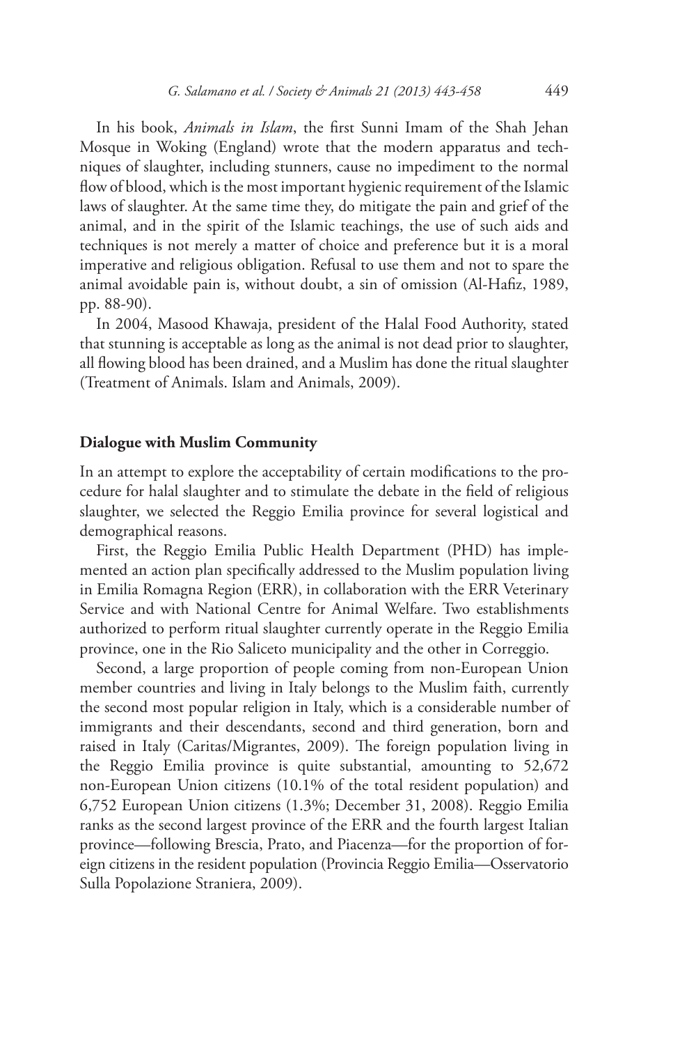In his book, *Animals in Islam*, the first Sunni Imam of the Shah Jehan Mosque in Woking (England) wrote that the modern apparatus and techniques of slaughter, including stunners, cause no impediment to the normal flow of blood, which is the most important hygienic requirement of the Islamic laws of slaughter. At the same time they, do mitigate the pain and grief of the animal, and in the spirit of the Islamic teachings, the use of such aids and techniques is not merely a matter of choice and preference but it is a moral imperative and religious obligation. Refusal to use them and not to spare the animal avoidable pain is, without doubt, a sin of omission (Al-Hafiz, 1989, pp. 88-90).

In 2004, Masood Khawaja, president of the Halal Food Authority, stated that stunning is acceptable as long as the animal is not dead prior to slaughter, all flowing blood has been drained, and a Muslim has done the ritual slaughter (Treatment of Animals. Islam and Animals, 2009).

## Dialogue with Muslim Community

In an attempt to explore the acceptability of certain modifications to the procedure for halal slaughter and to stimulate the debate in the field of religious slaughter, we selected the Reggio Emilia province for several logistical and demographical reasons.

First, the Reggio Emilia Public Health Department (PHD) has implemented an action plan specifically addressed to the Muslim population living in Emilia Romagna Region (ERR), in collaboration with the ERR Veterinary Service and with National Centre for Animal Welfare. Two establishments authorized to perform ritual slaughter currently operate in the Reggio Emilia province, one in the Rio Saliceto municipality and the other in Correggio.

Second, a large proportion of people coming from non-European Union member countries and living in Italy belongs to the Muslim faith, currently the second most popular religion in Italy, which is a considerable number of immigrants and their descendants, second and third generation, born and raised in Italy (Caritas/Migrantes, 2009). The foreign population living in the Reggio Emilia province is quite substantial, amounting to 52,672 non-European Union citizens (10.1% of the total resident population) and 6,752 European Union citizens (1.3%; December 31, 2008). Reggio Emilia ranks as the second largest province of the ERR and the fourth largest Italian province—following Brescia, Prato, and Piacenza—for the proportion of foreign citizens in the resident population (Provincia Reggio Emilia—Osservatorio Sulla Popolazione Straniera, 2009).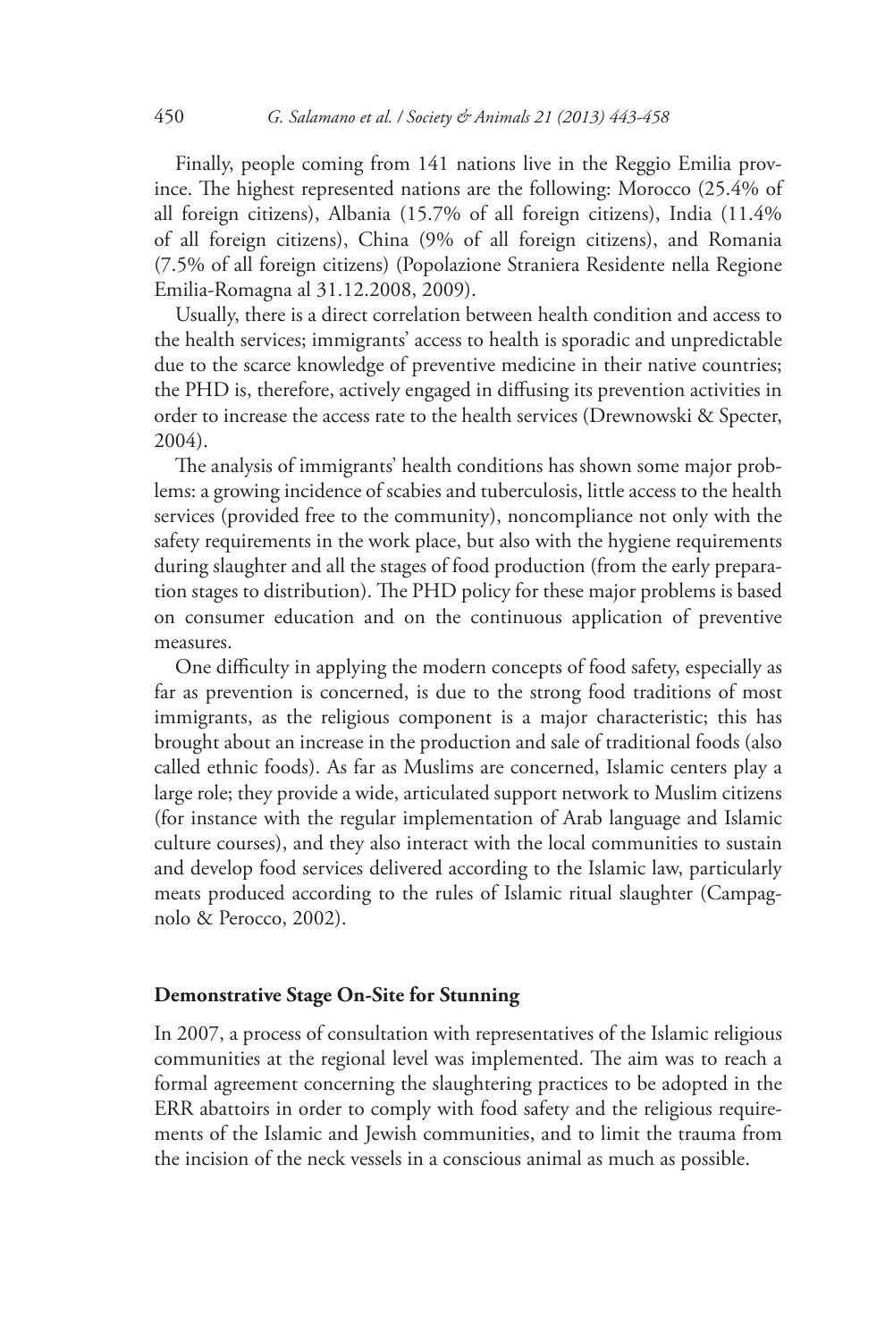Finally, people coming from 141 nations live in the Reggio Emilia province. The highest represented nations are the following: Morocco (25.4% of all foreign citizens), Albania (15.7% of all foreign citizens), India (11.4% of all foreign citizens), China (9% of all foreign citizens), and Romania (7.5% of all foreign citizens) (Popolazione Straniera Residente nella Regione Emilia-Romagna al 31.12.2008, 2009).

Usually, there is a direct correlation between health condition and access to the health services; immigrants' access to health is sporadic and unpredictable due to the scarce knowledge of preventive medicine in their native countries; the PHD is, therefore, actively engaged in diffusing its prevention activities in order to increase the access rate to the health services (Drewnowski & Specter, 2004).

The analysis of immigrants' health conditions has shown some major problems: a growing incidence of scabies and tuberculosis, little access to the health services (provided free to the community), noncompliance not only with the safety requirements in the work place, but also with the hygiene requirements during slaughter and all the stages of food production (from the early preparation stages to distribution). The PHD policy for these major problems is based on consumer education and on the continuous application of preventive measures.

One difficulty in applying the modern concepts of food safety, especially as far as prevention is concerned, is due to the strong food traditions of most immigrants, as the religious component is a major characteristic; this has brought about an increase in the production and sale of traditional foods (also called ethnic foods). As far as Muslims are concerned, Islamic centers play a large role; they provide a wide, articulated support network to Muslim citizens (for instance with the regular implementation of Arab language and Islamic culture courses), and they also interact with the local communities to sustain and develop food services delivered according to the Islamic law, particularly meats produced according to the rules of Islamic ritual slaughter (Campagnolo & Perocco, 2002).

### Demonstrative Stage On-Site for Stunning

In 2007, a process of consultation with representatives of the Islamic religious communities at the regional level was implemented. The aim was to reach a formal agreement concerning the slaughtering practices to be adopted in the ERR abattoirs in order to comply with food safety and the religious requirements of the Islamic and Jewish communities, and to limit the trauma from the incision of the neck vessels in a conscious animal as much as possible.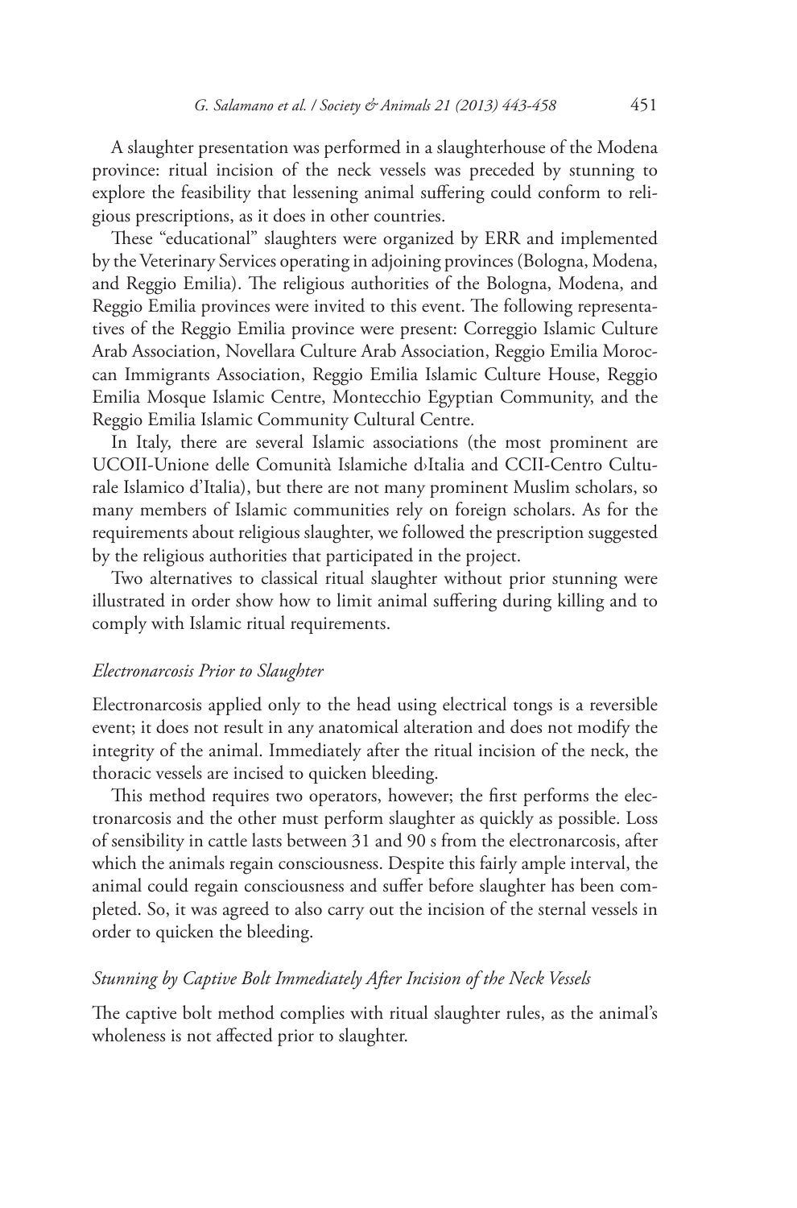A slaughter presentation was performed in a slaughterhouse of the Modena province: ritual incision of the neck vessels was preceded by stunning to explore the feasibility that lessening animal suffering could conform to religious prescriptions, as it does in other countries.

These "educational" slaughters were organized by ERR and implemented by the Veterinary Services operating in adjoining provinces (Bologna, Modena, and Reggio Emilia). The religious authorities of the Bologna, Modena, and Reggio Emilia provinces were invited to this event. The following representatives of the Reggio Emilia province were present: Correggio Islamic Culture Arab Association, Novellara Culture Arab Association, Reggio Emilia Moroccan Immigrants Association, Reggio Emilia Islamic Culture House, Reggio Emilia Mosque Islamic Centre, Montecchio Egyptian Community, and the Reggio Emilia Islamic Community Cultural Centre.

In Italy, there are several Islamic associations (the most prominent are UCOII-Unione delle Comunità Islamiche d›Italia and CCII-Centro Culturale Islamico d'Italia), but there are not many prominent Muslim scholars, so many members of Islamic communities rely on foreign scholars. As for the requirements about religious slaughter, we followed the prescription suggested by the religious authorities that participated in the project.

Two alternatives to classical ritual slaughter without prior stunning were illustrated in order show how to limit animal suffering during killing and to comply with Islamic ritual requirements.

### *Electronarcosis Prior to Slaughter*

Electronarcosis applied only to the head using electrical tongs is a reversible event; it does not result in any anatomical alteration and does not modify the integrity of the animal. Immediately after the ritual incision of the neck, the thoracic vessels are incised to quicken bleeding.

This method requires two operators, however; the first performs the electronarcosis and the other must perform slaughter as quickly as possible. Loss of sensibility in cattle lasts between 31 and 90 s from the electronarcosis, after which the animals regain consciousness. Despite this fairly ample interval, the animal could regain consciousness and suffer before slaughter has been completed. So, it was agreed to also carry out the incision of the sternal vessels in order to quicken the bleeding.

### *Stunning by Captive Bolt Immediately After Incision of the Neck Vessels*

The captive bolt method complies with ritual slaughter rules, as the animal's wholeness is not affected prior to slaughter.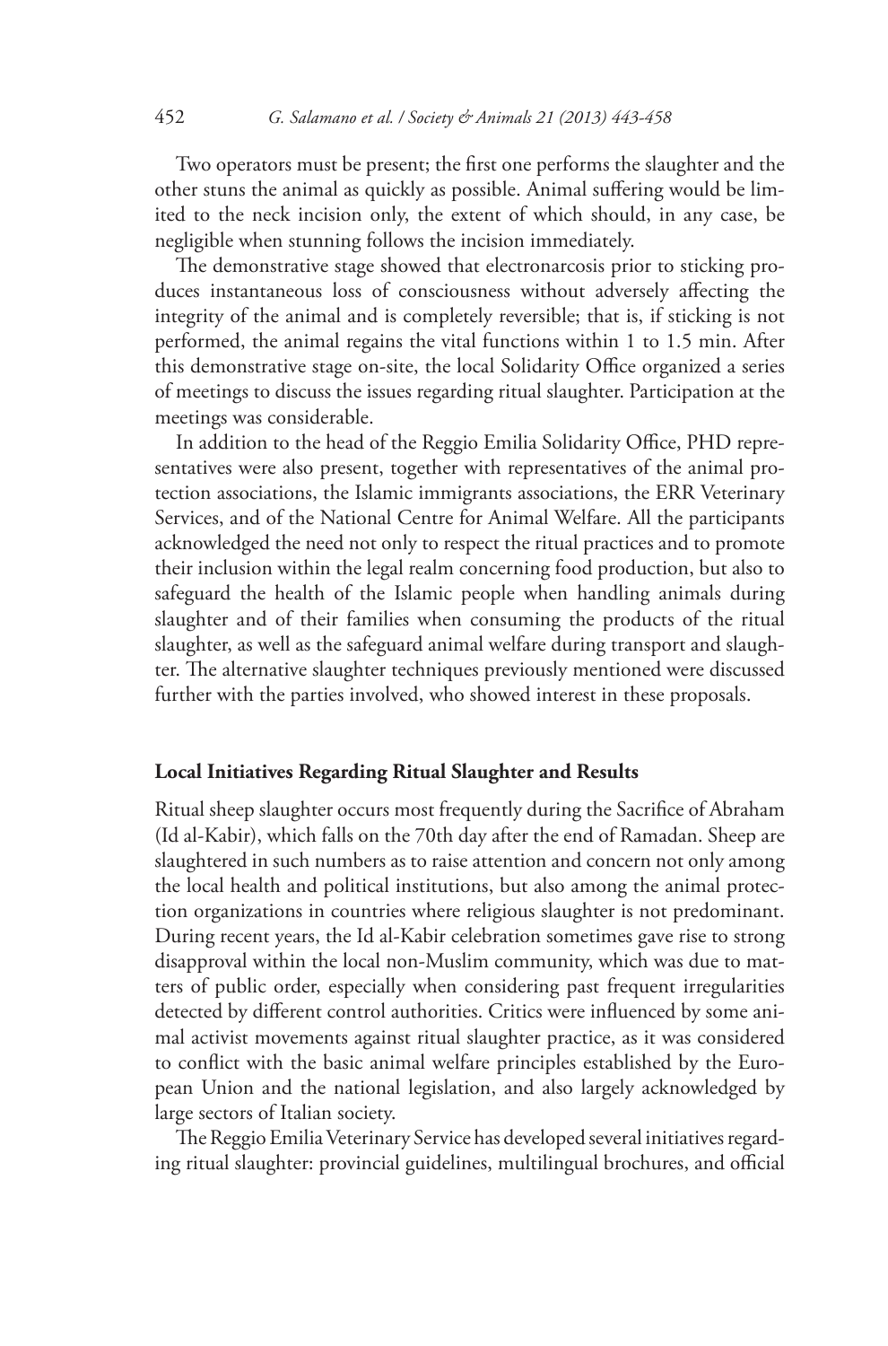Two operators must be present; the first one performs the slaughter and the other stuns the animal as quickly as possible. Animal suffering would be limited to the neck incision only, the extent of which should, in any case, be negligible when stunning follows the incision immediately.

The demonstrative stage showed that electronarcosis prior to sticking produces instantaneous loss of consciousness without adversely affecting the integrity of the animal and is completely reversible; that is, if sticking is not performed, the animal regains the vital functions within 1 to 1.5 min. After this demonstrative stage on-site, the local Solidarity Office organized a series of meetings to discuss the issues regarding ritual slaughter. Participation at the meetings was considerable.

In addition to the head of the Reggio Emilia Solidarity Office, PHD representatives were also present, together with representatives of the animal protection associations, the Islamic immigrants associations, the ERR Veterinary Services, and of the National Centre for Animal Welfare. All the participants acknowledged the need not only to respect the ritual practices and to promote their inclusion within the legal realm concerning food production, but also to safeguard the health of the Islamic people when handling animals during slaughter and of their families when consuming the products of the ritual slaughter, as well as the safeguard animal welfare during transport and slaughter. The alternative slaughter techniques previously mentioned were discussed further with the parties involved, who showed interest in these proposals.

## Local Initiatives Regarding Ritual Slaughter and Results

Ritual sheep slaughter occurs most frequently during the Sacrifice of Abraham (Id al-Kabir), which falls on the 70th day after the end of Ramadan. Sheep are slaughtered in such numbers as to raise attention and concern not only among the local health and political institutions, but also among the animal protection organizations in countries where religious slaughter is not predominant. During recent years, the Id al-Kabir celebration sometimes gave rise to strong disapproval within the local non-Muslim community, which was due to matters of public order, especially when considering past frequent irregularities detected by different control authorities. Critics were influenced by some animal activist movements against ritual slaughter practice, as it was considered to conflict with the basic animal welfare principles established by the European Union and the national legislation, and also largely acknowledged by large sectors of Italian society.

The Reggio Emilia Veterinary Service has developed several initiatives regarding ritual slaughter: provincial guidelines, multilingual brochures, and official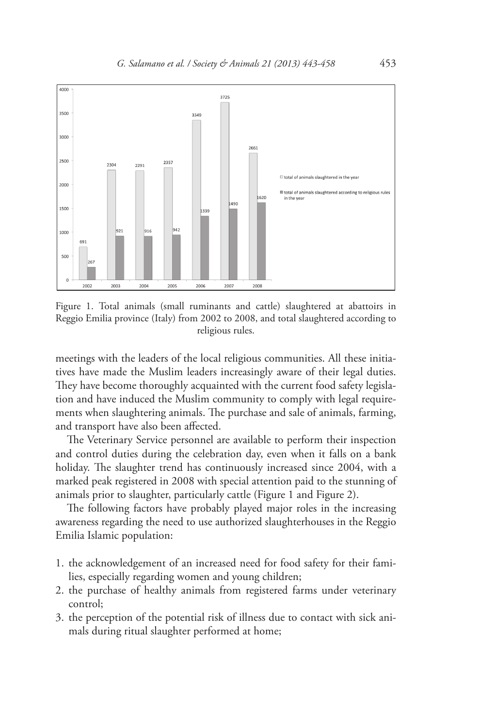Figure 1. Total animals (small ruminants and cattle) slaughtered at abattoirs in Reggio Emilia province (Italy) from 2002 to 2008, and total slaughtered according to religious rules.

meetings with the leaders of the local religious communities. All these initiatives have made the Muslim leaders increasingly aware of their legal duties. They have become thoroughly acquainted with the current food safety legislation and have induced the Muslim community to comply with legal requirements when slaughtering animals. The purchase and sale of animals, farming, and transport have also been affected.

The Veterinary Service personnel are available to perform their inspection and control duties during the celebration day, even when it falls on a bank holiday. The slaughter trend has continuously increased since 2004, with a marked peak registered in 2008 with special attention paid to the stunning of animals prior to slaughter, particularly cattle (Figure 1 and Figure 2).

The following factors have probably played major roles in the increasing awareness regarding the need to use authorized slaughterhouses in the Reggio Emilia Islamic population:

1. the acknowledgement of an increased need for food safety for their families, especially regarding women and young children;
2. the purchase of healthy animals from registered farms under veterinary control;
3. the perception of the potential risk of illness due to contact with sick animals during ritual slaughter performed at home;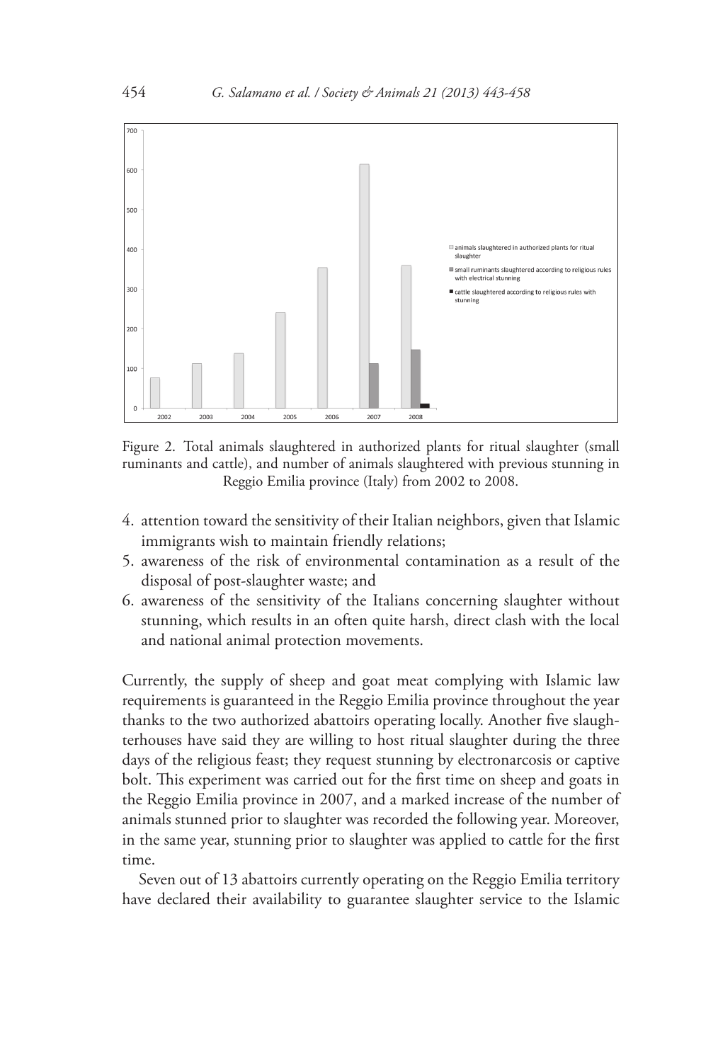Figure 2. Total animals slaughtered in authorized plants for ritual slaughter (small ruminants and cattle), and number of animals slaughtered with previous stunning in Reggio Emilia province (Italy) from 2002 to 2008.

4. attention toward the sensitivity of their Italian neighbors, given that Islamic immigrants wish to maintain friendly relations;
5. awareness of the risk of environmental contamination as a result of the disposal of post-slaughter waste; and
6. awareness of the sensitivity of the Italians concerning slaughter without stunning, which results in an often quite harsh, direct clash with the local and national animal protection movements.

Currently, the supply of sheep and goat meat complying with Islamic law requirements is guaranteed in the Reggio Emilia province throughout the year thanks to the two authorized abattoirs operating locally. Another five slaughterhouses have said they are willing to host ritual slaughter during the three days of the religious feast; they request stunning by electronarcosis or captive bolt. This experiment was carried out for the first time on sheep and goats in the Reggio Emilia province in 2007, and a marked increase of the number of animals stunned prior to slaughter was recorded the following year. Moreover, in the same year, stunning prior to slaughter was applied to cattle for the first time.

Seven out of 13 abattoirs currently operating on the Reggio Emilia territory have declared their availability to guarantee slaughter service to the Islamic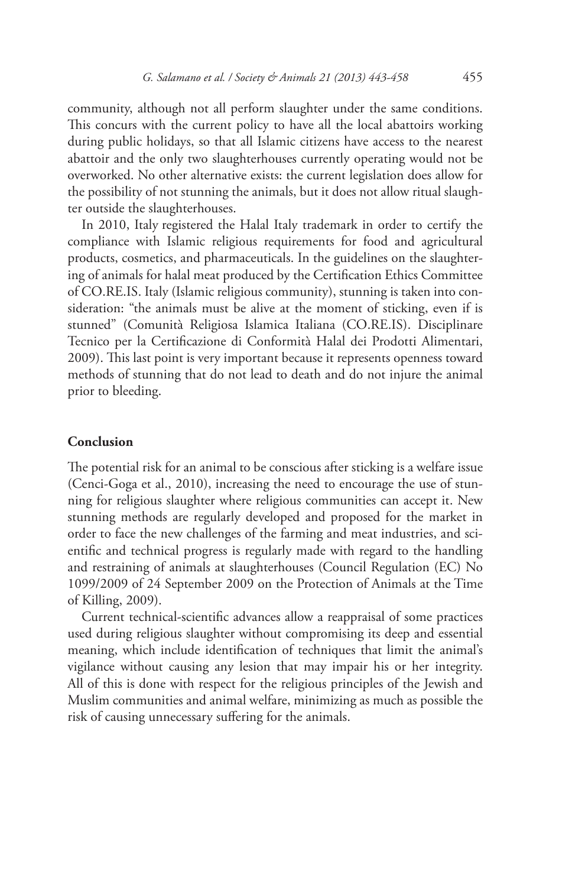community, although not all perform slaughter under the same conditions. This concurs with the current policy to have all the local abattoirs working during public holidays, so that all Islamic citizens have access to the nearest abattoir and the only two slaughterhouses currently operating would not be overworked. No other alternative exists: the current legislation does allow for the possibility of not stunning the animals, but it does not allow ritual slaughter outside the slaughterhouses.

In 2010, Italy registered the Halal Italy trademark in order to certify the compliance with Islamic religious requirements for food and agricultural products, cosmetics, and pharmaceuticals. In the guidelines on the slaughtering of animals for halal meat produced by the Certification Ethics Committee of CO.RE.IS. Italy (Islamic religious community), stunning is taken into consideration: "the animals must be alive at the moment of sticking, even if is stunned" (Comunità Religiosa Islamica Italiana (CO.RE.IS). Disciplinare Tecnico per la Certificazione di Conformità Halal dei Prodotti Alimentari, 2009). This last point is very important because it represents openness toward methods of stunning that do not lead to death and do not injure the animal prior to bleeding.

## Conclusion

The potential risk for an animal to be conscious after sticking is a welfare issue (Cenci-Goga et al., 2010), increasing the need to encourage the use of stunning for religious slaughter where religious communities can accept it. New stunning methods are regularly developed and proposed for the market in order to face the new challenges of the farming and meat industries, and scientific and technical progress is regularly made with regard to the handling and restraining of animals at slaughterhouses (Council Regulation (EC) No 1099/2009 of 24 September 2009 on the Protection of Animals at the Time of Killing, 2009).

Current technical-scientific advances allow a reappraisal of some practices used during religious slaughter without compromising its deep and essential meaning, which include identification of techniques that limit the animal's vigilance without causing any lesion that may impair his or her integrity. All of this is done with respect for the religious principles of the Jewish and Muslim communities and animal welfare, minimizing as much as possible the risk of causing unnecessary suffering for the animals.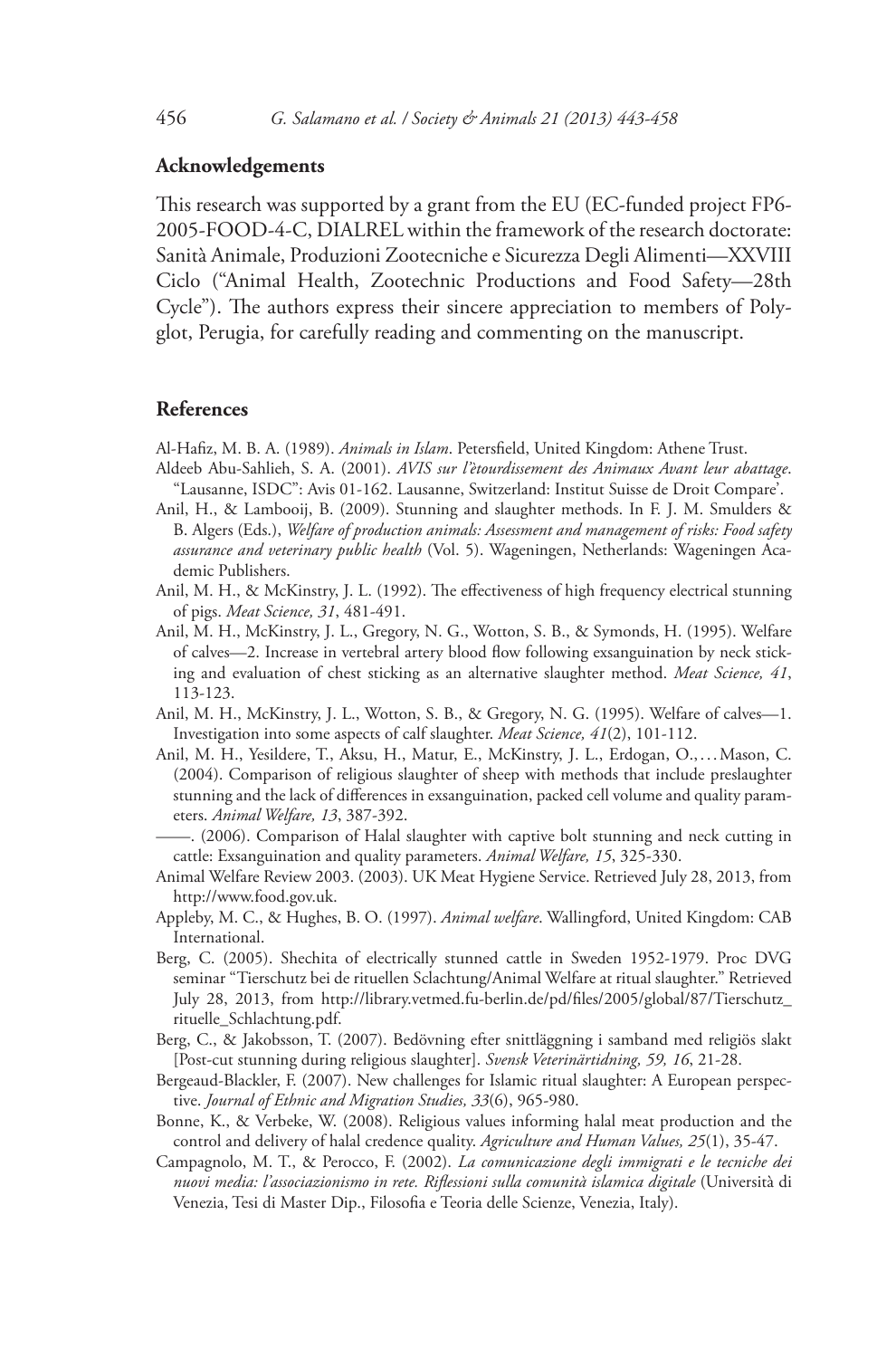## Acknowledgements

This research was supported by a grant from the EU (EC-funded project FP6-2005-FOOD-4-C, DIALREL within the framework of the research doctorate: Sanità Animale, Produzioni Zootecniche e Sicurezza Degli Alimenti—XXVIII Ciclo ("Animal Health, Zootechnic Productions and Food Safety—28th Cycle"). The authors express their sincere appreciation to members of Polyglot, Perugia, for carefully reading and commenting on the manuscript.

## References

Al-Hafiz, M. B. A. (1989). *Animals in Islam*. Petersfield, United Kingdom: Athene Trust.

Aldeeb Abu-Sahlieh, S. A. (2001). *AVIS sur l'ètourdissement des Animaux Avant leur abattage*. "Lausanne, ISDC": Avis 01-162. Lausanne, Switzerland: Institut Suisse de Droit Compare'.

Anil, H., & Lambooij, B. (2009). Stunning and slaughter methods. In F. J. M. Smulders & B. Algers (Eds.), *Welfare of production animals: Assessment and management of risks: Food safety assurance and veterinary public health* (Vol. 5). Wageningen, Netherlands: Wageningen Academic Publishers.

Anil, M. H., & McKinstry, J. L. (1992). The effectiveness of high frequency electrical stunning of pigs. *Meat Science, 31*, 481-491.

Anil, M. H., McKinstry, J. L., Gregory, N. G., Wotton, S. B., & Symonds, H. (1995). Welfare of calves—2. Increase in vertebral artery blood flow following exsanguination by neck sticking and evaluation of chest sticking as an alternative slaughter method. *Meat Science, 41*, 113-123.

Anil, M. H., McKinstry, J. L., Wotton, S. B., & Gregory, N. G. (1995). Welfare of calves—1. Investigation into some aspects of calf slaughter. *Meat Science, 41*(2), 101-112.

Anil, M. H., Yesildere, T., Aksu, H., Matur, E., McKinstry, J. L., Erdogan, O.,…Mason, C. (2004). Comparison of religious slaughter of sheep with methods that include preslaughter stunning and the lack of differences in exsanguination, packed cell volume and quality parameters. *Animal Welfare, 13*, 387-392.

——. (2006). Comparison of Halal slaughter with captive bolt stunning and neck cutting in cattle: Exsanguination and quality parameters. *Animal Welfare, 15*, 325-330.

Animal Welfare Review 2003. (2003). UK Meat Hygiene Service. Retrieved July 28, 2013, from http://www.food.gov.uk.

Appleby, M. C., & Hughes, B. O. (1997). *Animal welfare*. Wallingford, United Kingdom: CAB International.

Berg, C. (2005). Shechita of electrically stunned cattle in Sweden 1952-1979. Proc DVG seminar "Tierschutz bei de rituellen Sclachtung/Animal Welfare at ritual slaughter." Retrieved July 28, 2013, from http://library.vetmed.fu-berlin.de/pd/files/2005/global/87/Tierschutz_rituelle_Schlachtung.pdf.

Berg, C., & Jakobsson, T. (2007). Bedövning efter snittläggning i samband med religiös slakt [Post-cut stunning during religious slaughter]. *Svensk Veterinärtidning, 59, 16*, 21-28.

Bergeaud-Blackler, F. (2007). New challenges for Islamic ritual slaughter: A European perspective. *Journal of Ethnic and Migration Studies, 33*(6), 965-980.

Bonne, K., & Verbeke, W. (2008). Religious values informing halal meat production and the control and delivery of halal credence quality. *Agriculture and Human Values, 25*(1), 35-47.

Campagnolo, M. T., & Perocco, F. (2002). *La comunicazione degli immigrati e le tecniche dei nuovi media: l'associazionismo in rete. Riflessioni sulla comunità islamica digitale* (Università di Venezia, Tesi di Master Dip., Filosofia e Teoria delle Scienze, Venezia, Italy).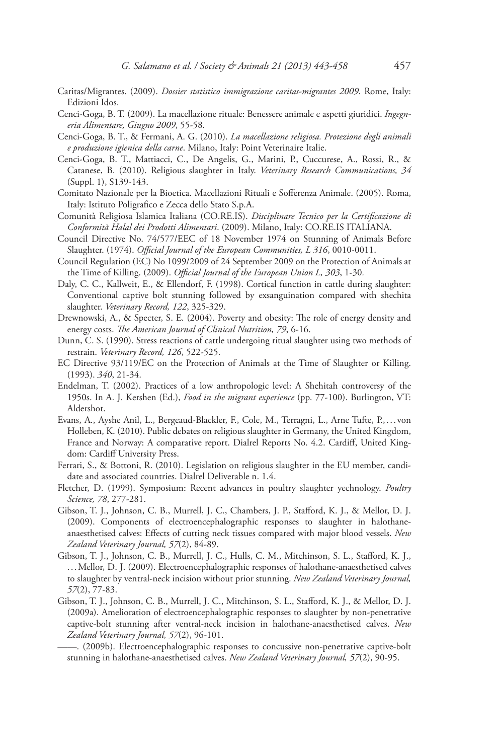Caritas/Migrantes. (2009). *Dossier statistico immigrazione caritas-migrantes 2009*. Rome, Italy: Edizioni Idos.

Cenci-Goga, B. T. (2009). La macellazione rituale: Benessere animale e aspetti giuridici. *Ingegneria Alimentare, Giugno 2009*, 55-58.

Cenci-Goga, B. T., & Fermani, A. G. (2010). *La macellazione religiosa. Protezione degli animali e produzione igienica della carne*. Milano, Italy: Point Veterinaire Italie.

Cenci-Goga, B. T., Mattiacci, C., De Angelis, G., Marini, P., Cuccurese, A., Rossi, R., & Catanese, B. (2010). Religious slaughter in Italy. *Veterinary Research Communications, 34* (Suppl. 1), S139-143.

Comitato Nazionale per la Bioetica. Macellazioni Rituali e Sofferenza Animale. (2005). Roma, Italy: Istituto Poligrafico e Zecca dello Stato S.p.A.

Comunità Religiosa Islamica Italiana (CO.RE.IS). *Disciplinare Tecnico per la Certificazione di Conformità Halal dei Prodotti Alimentari*. (2009). Milano, Italy: CO.RE.IS ITALIANA.

Council Directive No. 74/577/EEC of 18 November 1974 on Stunning of Animals Before Slaughter. (1974). *Official Journal of the European Communities, L 316*, 0010-0011.

Council Regulation (EC) No 1099/2009 of 24 September 2009 on the Protection of Animals at the Time of Killing. (2009). *Official Journal of the European Union L, 303*, 1-30.

Daly, C. C., Kallweit, E., & Ellendorf, F. (1998). Cortical function in cattle during slaughter: Conventional captive bolt stunning followed by exsanguination compared with shechita slaughter. *Veterinary Record, 122*, 325-329.

Drewnowski, A., & Specter, S. E. (2004). Poverty and obesity: The role of energy density and energy costs. *The American Journal of Clinical Nutrition, 79*, 6-16.

Dunn, C. S. (1990). Stress reactions of cattle undergoing ritual slaughter using two methods of restrain. *Veterinary Record, 126*, 522-525.

EC Directive 93/119/EC on the Protection of Animals at the Time of Slaughter or Killing. (1993). *340*, 21-34.

Endelman, T. (2002). Practices of a low anthropologic level: A Shehitah controversy of the 1950s. In A. J. Kershen (Ed.), *Food in the migrant experience* (pp. 77-100). Burlington, VT: Aldershot.

Evans, A., Ayshe Anil, L., Bergeaud-Blackler, F., Cole, M., Terragni, L., Arne Tufte, P., . . . von Holleben, K. (2010). Public debates on religious slaughter in Germany, the United Kingdom, France and Norway: A comparative report. Dialrel Reports No. 4.2. Cardiff, United Kingdom: Cardiff University Press.

Ferrari, S., & Bottoni, R. (2010). Legislation on religious slaughter in the EU member, candidate and associated countries. Dialrel Deliverable n. 1.4.

Fletcher, D. (1999). Symposium: Recent advances in poultry slaughter yechnology. *Poultry Science, 78*, 277-281.

Gibson, T. J., Johnson, C. B., Murrell, J. C., Chambers, J. P., Stafford, K. J., & Mellor, D. J. (2009). Components of electroencephalographic responses to slaughter in halothane-anaesthetised calves: Effects of cutting neck tissues compared with major blood vessels. *New Zealand Veterinary Journal, 57*(2), 84-89.

Gibson, T. J., Johnson, C. B., Murrell, J. C., Hulls, C. M., Mitchinson, S. L., Stafford, K. J., . . . Mellor, D. J. (2009). Electroencephalographic responses of halothane-anaesthetised calves to slaughter by ventral-neck incision without prior stunning. *New Zealand Veterinary Journal, 57*(2), 77-83.

Gibson, T. J., Johnson, C. B., Murrell, J. C., Mitchinson, S. L., Stafford, K. J., & Mellor, D. J. (2009a). Amelioration of electroencephalographic responses to slaughter by non-penetrative captive-bolt stunning after ventral-neck incision in halothane-anaesthetised calves. *New Zealand Veterinary Journal, 57*(2), 96-101.

——. (2009b). Electroencephalographic responses to concussive non-penetrative captive-bolt stunning in halothane-anaesthetised calves. *New Zealand Veterinary Journal, 57*(2), 90-95.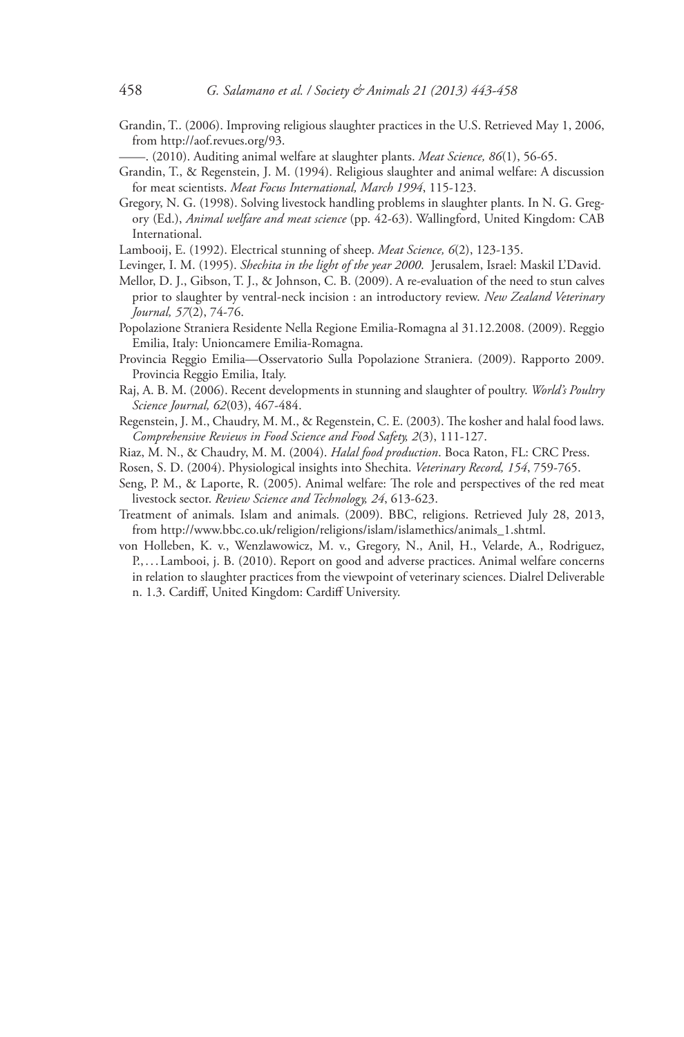Grandin, T.. (2006). Improving religious slaughter practices in the U.S. Retrieved May 1, 2006, from http://aof.revues.org/93.

——. (2010). Auditing animal welfare at slaughter plants. *Meat Science, 86*(1), 56-65.

Grandin, T., & Regenstein, J. M. (1994). Religious slaughter and animal welfare: A discussion for meat scientists. *Meat Focus International, March 1994*, 115-123.

Gregory, N. G. (1998). Solving livestock handling problems in slaughter plants. In N. G. Gregory (Ed.), *Animal welfare and meat science* (pp. 42-63). Wallingford, United Kingdom: CAB International.

Lambooij, E. (1992). Electrical stunning of sheep. *Meat Science, 6*(2), 123-135.

Levinger, I. M. (1995). *Shechita in the light of the year 2000.* Jerusalem, Israel: Maskil L'David.

Mellor, D. J., Gibson, T. J., & Johnson, C. B. (2009). A re-evaluation of the need to stun calves prior to slaughter by ventral-neck incision : an introductory review. *New Zealand Veterinary Journal, 57*(2), 74-76.

Popolazione Straniera Residente Nella Regione Emilia-Romagna al 31.12.2008. (2009). Reggio Emilia, Italy: Unioncamere Emilia-Romagna.

Provincia Reggio Emilia—Osservatorio Sulla Popolazione Straniera. (2009). Rapporto 2009. Provincia Reggio Emilia, Italy.

Raj, A. B. M. (2006). Recent developments in stunning and slaughter of poultry. *World's Poultry Science Journal, 62*(03), 467-484.

Regenstein, J. M., Chaudry, M. M., & Regenstein, C. E. (2003). The kosher and halal food laws. *Comprehensive Reviews in Food Science and Food Safety, 2*(3), 111-127.

Riaz, M. N., & Chaudry, M. M. (2004). *Halal food production*. Boca Raton, FL: CRC Press.

Rosen, S. D. (2004). Physiological insights into Shechita. *Veterinary Record, 154*, 759-765.

Seng, P. M., & Laporte, R. (2005). Animal welfare: The role and perspectives of the red meat livestock sector. *Review Science and Technology, 24*, 613-623.

Treatment of animals. Islam and animals. (2009). BBC, religions. Retrieved July 28, 2013, from http://www.bbc.co.uk/religion/religions/islam/islamethics/animals_1.shtml.

von Holleben, K. v., Wenzlawowicz, M. v., Gregory, N., Anil, H., Velarde, A., Rodriguez, P., . . . Lambooi, j. B. (2010). Report on good and adverse practices. Animal welfare concerns in relation to slaughter practices from the viewpoint of veterinary sciences. Dialrel Deliverable n. 1.3. Cardiff, United Kingdom: Cardiff University.